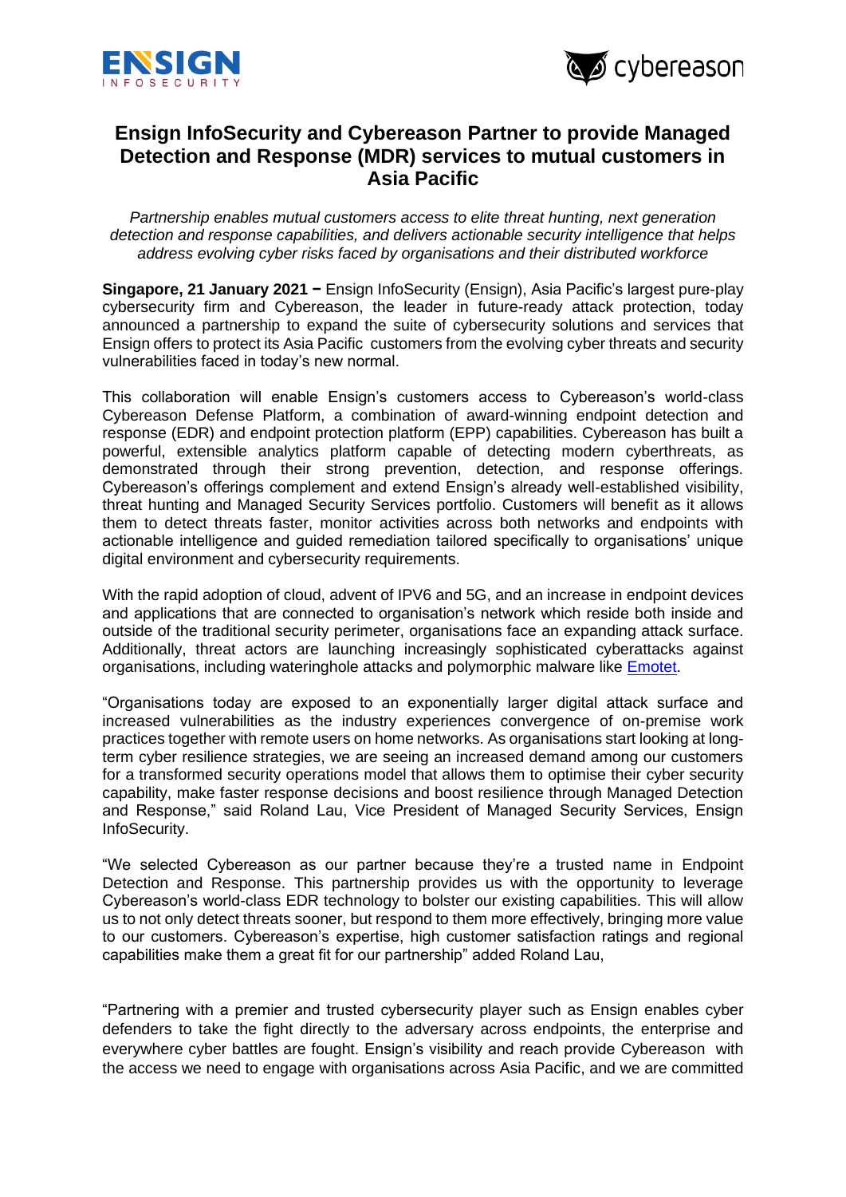# Ensign InfoSecurity and Cybereason Partner to provide Managed Detection and Response (MDR) services to mutual customers in Asia Pacific

*Partnership enables mutual customers access to elite threat hunting, next generation detection and response capabilities, and delivers actionable security intelligence that helps address evolving cyber risks faced by organisations and their distributed workforce*

**Singapore, 21 January 2021 −** Ensign InfoSecurity (Ensign), Asia Pacific's largest pure-play cybersecurity firm and Cybereason, the leader in future-ready attack protection, today announced a partnership to expand the suite of cybersecurity solutions and services that Ensign offers to protect its Asia Pacific customers from the evolving cyber threats and security vulnerabilities faced in today's new normal.

This collaboration will enable Ensign's customers access to Cybereason's world-class Cybereason Defense Platform, a combination of award-winning endpoint detection and response (EDR) and endpoint protection platform (EPP) capabilities. Cybereason has built a powerful, extensible analytics platform capable of detecting modern cyberthreats, as demonstrated through their strong prevention, detection, and response offerings. Cybereason's offerings complement and extend Ensign's already well-established visibility, threat hunting and Managed Security Services portfolio. Customers will benefit as it allows them to detect threats faster, monitor activities across both networks and endpoints with actionable intelligence and guided remediation tailored specifically to organisations' unique digital environment and cybersecurity requirements.

With the rapid adoption of cloud, advent of IPV6 and 5G, and an increase in endpoint devices and applications that are connected to organisation's network which reside both inside and outside of the traditional security perimeter, organisations face an expanding attack surface. Additionally, threat actors are launching increasingly sophisticated cyberattacks against organisations, including wateringhole attacks and polymorphic malware like Emotet.

"Organisations today are exposed to an exponentially larger digital attack surface and increased vulnerabilities as the industry experiences convergence of on-premise work practices together with remote users on home networks. As organisations start looking at long-term cyber resilience strategies, we are seeing an increased demand among our customers for a transformed security operations model that allows them to optimise their cyber security capability, make faster response decisions and boost resilience through Managed Detection and Response," said Roland Lau, Vice President of Managed Security Services, Ensign InfoSecurity.

"We selected Cybereason as our partner because they're a trusted name in Endpoint Detection and Response. This partnership provides us with the opportunity to leverage Cybereason's world-class EDR technology to bolster our existing capabilities. This will allow us to not only detect threats sooner, but respond to them more effectively, bringing more value to our customers. Cybereason's expertise, high customer satisfaction ratings and regional capabilities make them a great fit for our partnership" added Roland Lau,

"Partnering with a premier and trusted cybersecurity player such as Ensign enables cyber defenders to take the fight directly to the adversary across endpoints, the enterprise and everywhere cyber battles are fought. Ensign's visibility and reach provide Cybereason with the access we need to engage with organisations across Asia Pacific, and we are committed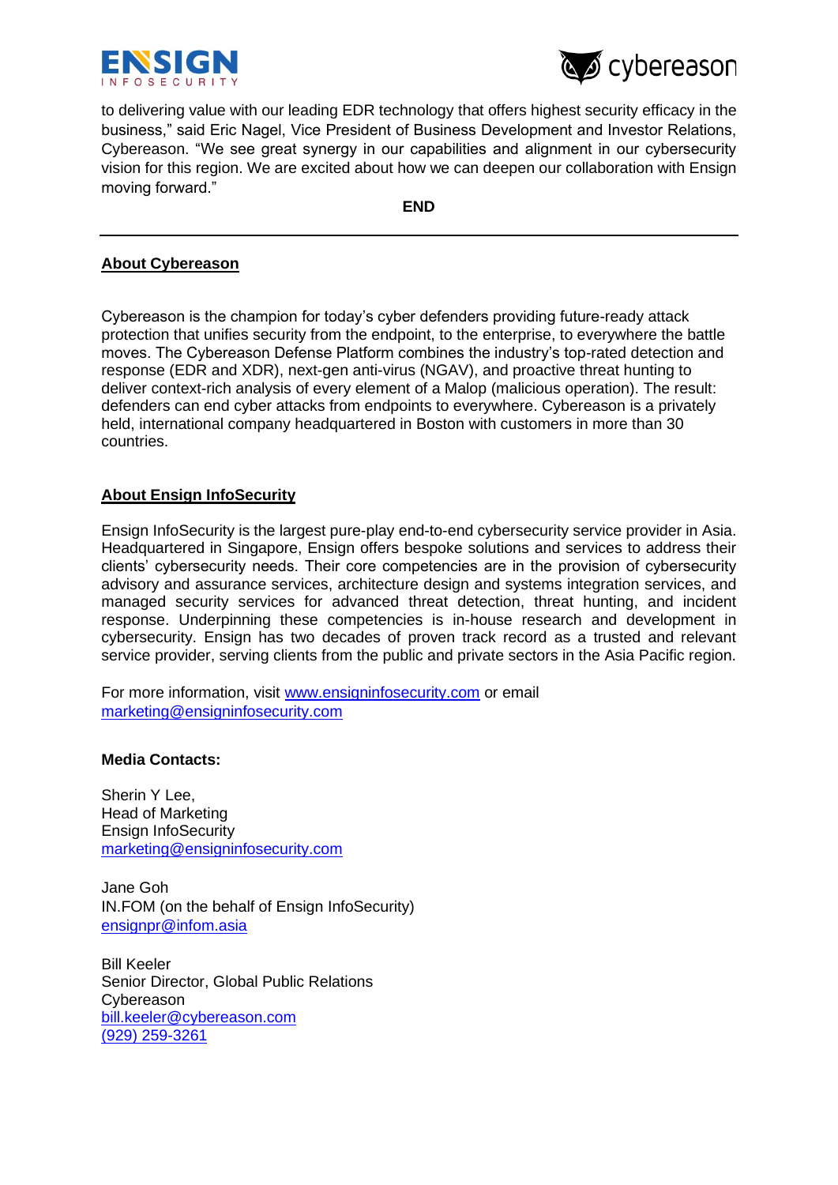to delivering value with our leading EDR technology that offers highest security efficacy in the business," said Eric Nagel, Vice President of Business Development and Investor Relations, Cybereason. "We see great synergy in our capabilities and alignment in our cybersecurity vision for this region. We are excited about how we can deepen our collaboration with Ensign moving forward."

**END**

---

**About Cybereason**

Cybereason is the champion for today's cyber defenders providing future-ready attack protection that unifies security from the endpoint, to the enterprise, to everywhere the battle moves. The Cybereason Defense Platform combines the industry's top-rated detection and response (EDR and XDR), next-gen anti-virus (NGAV), and proactive threat hunting to deliver context-rich analysis of every element of a Malop (malicious operation). The result: defenders can end cyber attacks from endpoints to everywhere. Cybereason is a privately held, international company headquartered in Boston with customers in more than 30 countries.

**About Ensign InfoSecurity**

Ensign InfoSecurity is the largest pure-play end-to-end cybersecurity service provider in Asia. Headquartered in Singapore, Ensign offers bespoke solutions and services to address their clients' cybersecurity needs. Their core competencies are in the provision of cybersecurity advisory and assurance services, architecture design and systems integration services, and managed security services for advanced threat detection, threat hunting, and incident response. Underpinning these competencies is in-house research and development in cybersecurity. Ensign has two decades of proven track record as a trusted and relevant service provider, serving clients from the public and private sectors in the Asia Pacific region.

For more information, visit www.ensigninfosecurity.com or email marketing@ensigninfosecurity.com

**Media Contacts:**

Sherin Y Lee,
Head of Marketing
Ensign InfoSecurity
marketing@ensigninfosecurity.com

Jane Goh
IN.FOM (on the behalf of Ensign InfoSecurity)
ensignpr@infom.asia

Bill Keeler
Senior Director, Global Public Relations
Cybereason
bill.keeler@cybereason.com
(929) 259-3261